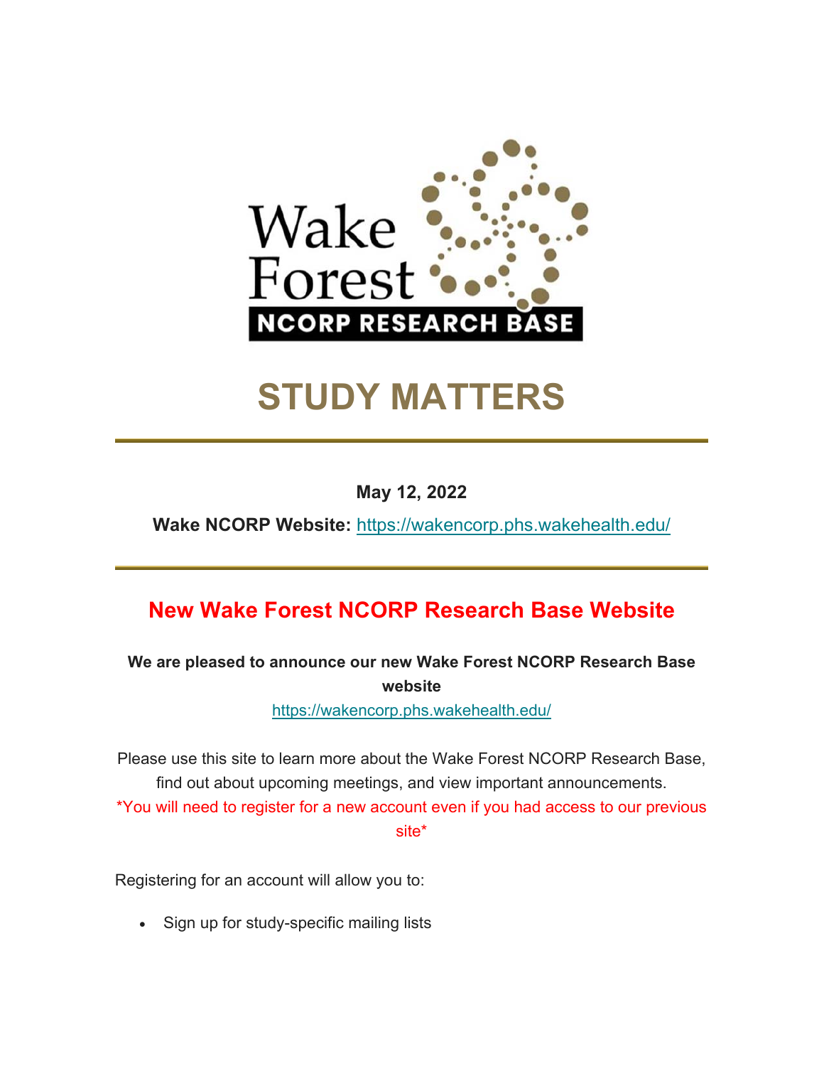Wake Forest NCORP RESEARCH BASE

# STUDY MATTERS

**May 12, 2022**

**Wake NCORP Website:** https://wakencorp.phs.wakehealth.edu/

## New Wake Forest NCORP Research Base Website

**We are pleased to announce our new Wake Forest NCORP Research Base website**

https://wakencorp.phs.wakehealth.edu/

Please use this site to learn more about the Wake Forest NCORP Research Base, find out about upcoming meetings, and view important announcements.

*You will need to register for a new account even if you had access to our previous site*

Registering for an account will allow you to:

- Sign up for study-specific mailing lists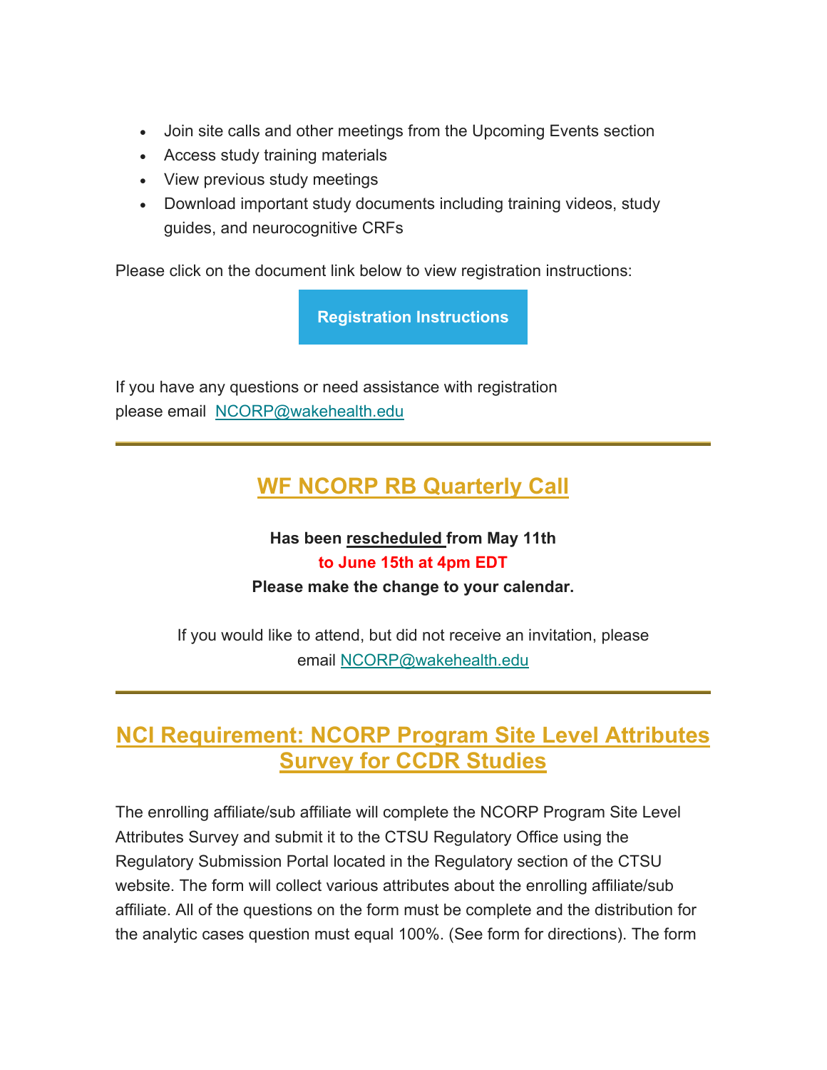- Join site calls and other meetings from the Upcoming Events section
- Access study training materials
- View previous study meetings
- Download important study documents including training videos, study guides, and neurocognitive CRFs

Please click on the document link below to view registration instructions:

**Registration Instructions**

If you have any questions or need assistance with registration please email NCORP@wakehealth.edu

---

## WF NCORP RB Quarterly Call

**Has been rescheduled from May 11th**
**to June 15th at 4pm EDT**
**Please make the change to your calendar.**

If you would like to attend, but did not receive an invitation, please email NCORP@wakehealth.edu

---

## NCI Requirement: NCORP Program Site Level Attributes Survey for CCDR Studies

The enrolling affiliate/sub affiliate will complete the NCORP Program Site Level Attributes Survey and submit it to the CTSU Regulatory Office using the Regulatory Submission Portal located in the Regulatory section of the CTSU website. The form will collect various attributes about the enrolling affiliate/sub affiliate. All of the questions on the form must be complete and the distribution for the analytic cases question must equal 100%. (See form for directions). The form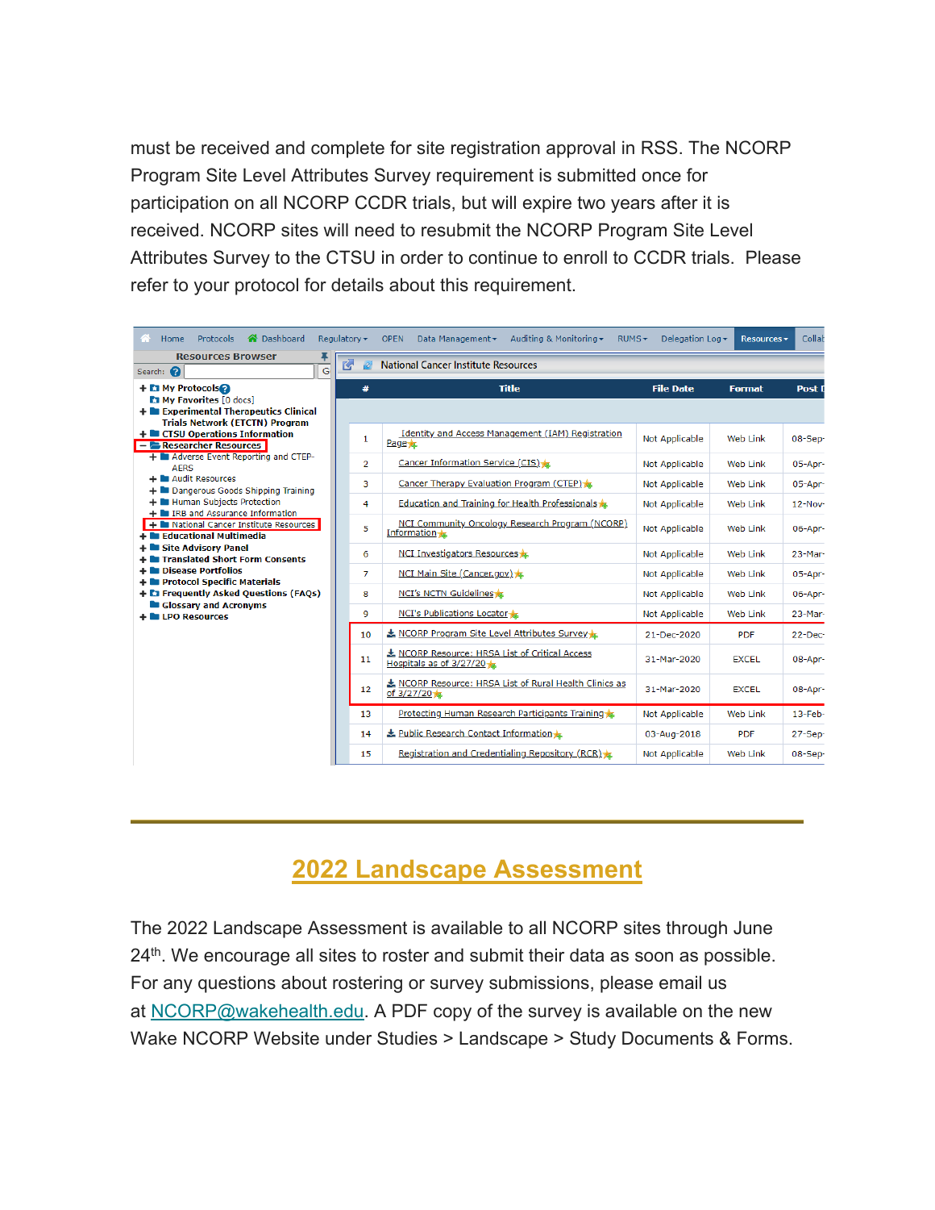must be received and complete for site registration approval in RSS. The NCORP Program Site Level Attributes Survey requirement is submitted once for participation on all NCORP CCDR trials, but will expire two years after it is received. NCORP sites will need to resubmit the NCORP Program Site Level Attributes Survey to the CTSU in order to continue to enroll to CCDR trials. Please refer to your protocol for details about this requirement.

Home | Protocols | Dashboard | Regulatory | OPEN | Data Management | Auditing & Monitoring | RUMS | Delegation Log | Resources | Collab

**Resources Browser**

Search:

- My Protocols
- My Favorites [0 docs]
- Experimental Therapeutics Clinical Trials Network (ETCTN) Program
- CTSU Operations Information
- Researcher Resources
  - Adverse Event Reporting and CTEP-AERS
  - Audit Resources
  - Dangerous Goods Shipping Training
  - Human Subjects Protection
  - IRB and Assurance Information
  - National Cancer Institute Resources
- Educational Multimedia
- Site Advisory Panel
- Translated Short Form Consents
- Disease Portfolios
- Protocol Specific Materials
- Frequently Asked Questions (FAQs)
- Glossary and Acronyms
- LPO Resources

**National Cancer Institute Resources**

| # | Title | File Date | Format | Post |
|---|---|---|---|---|
| 1 | Identity and Access Management (IAM) Registration Page | Not Applicable | Web Link | 08-Sep- |
| 2 | Cancer Information Service (CIS) | Not Applicable | Web Link | 05-Apr- |
| 3 | Cancer Therapy Evaluation Program (CTEP) | Not Applicable | Web Link | 05-Apr- |
| 4 | Education and Training for Health Professionals | Not Applicable | Web Link | 12-Nov- |
| 5 | NCI Community Oncology Research Program (NCORP) Information | Not Applicable | Web Link | 06-Apr- |
| 6 | NCI Investigators Resources | Not Applicable | Web Link | 23-Mar- |
| 7 | NCI Main Site (Cancer.gov) | Not Applicable | Web Link | 05-Apr- |
| 8 | NCI's NCTN Guidelines | Not Applicable | Web Link | 06-Apr- |
| 9 | NCI's Publications Locator | Not Applicable | Web Link | 23-Mar- |
| 10 | NCORP Program Site Level Attributes Survey | 21-Dec-2020 | PDF | 22-Dec- |
| 11 | NCORP Resource: HRSA List of Critical Access Hospitals as of 3/27/20 | 31-Mar-2020 | EXCEL | 08-Apr- |
| 12 | NCORP Resource: HRSA List of Rural Health Clinics as of 3/27/20 | 31-Mar-2020 | EXCEL | 08-Apr- |
| 13 | Protecting Human Research Participants Training | Not Applicable | Web Link | 13-Feb- |
| 14 | Public Research Contact Information | 03-Aug-2018 | PDF | 27-Sep- |
| 15 | Registration and Credentialing Repository (RCR) | Not Applicable | Web Link | 08-Sep- |

---

## 2022 Landscape Assessment

The 2022 Landscape Assessment is available to all NCORP sites through June 24th. We encourage all sites to roster and submit their data as soon as possible. For any questions about rostering or survey submissions, please email us at NCORP@wakehealth.edu. A PDF copy of the survey is available on the new Wake NCORP Website under Studies > Landscape > Study Documents & Forms.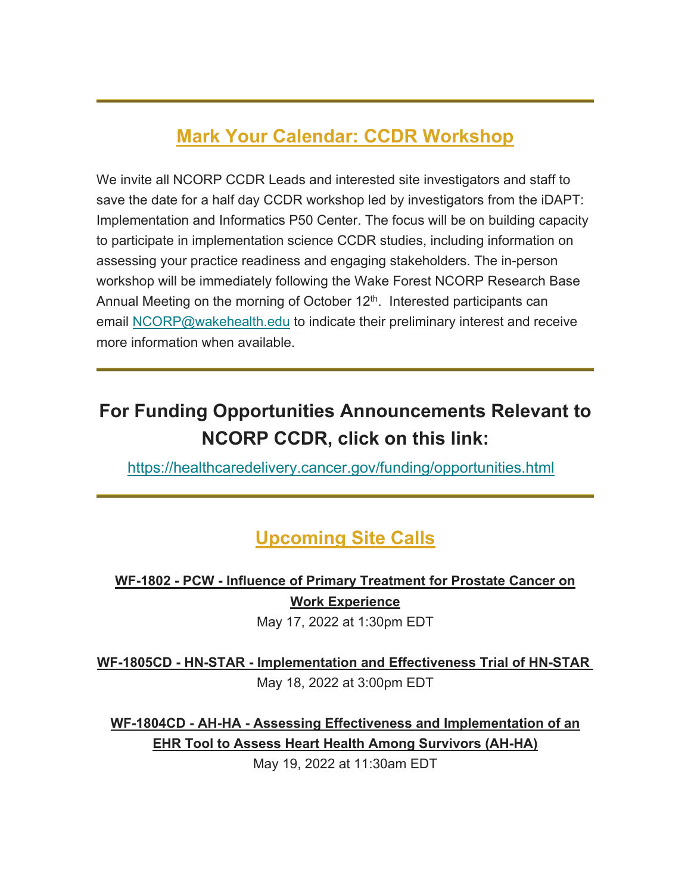---

## Mark Your Calendar: CCDR Workshop

We invite all NCORP CCDR Leads and interested site investigators and staff to save the date for a half day CCDR workshop led by investigators from the iDAPT: Implementation and Informatics P50 Center. The focus will be on building capacity to participate in implementation science CCDR studies, including information on assessing your practice readiness and engaging stakeholders. The in-person workshop will be immediately following the Wake Forest NCORP Research Base Annual Meeting on the morning of October 12th. Interested participants can email NCORP@wakehealth.edu to indicate their preliminary interest and receive more information when available.

---

## For Funding Opportunities Announcements Relevant to NCORP CCDR, click on this link:

https://healthcaredelivery.cancer.gov/funding/opportunities.html

---

## Upcoming Site Calls

**WF-1802 - PCW - Influence of Primary Treatment for Prostate Cancer on Work Experience**
May 17, 2022 at 1:30pm EDT

**WF-1805CD - HN-STAR - Implementation and Effectiveness Trial of HN-STAR**
May 18, 2022 at 3:00pm EDT

**WF-1804CD - AH-HA - Assessing Effectiveness and Implementation of an EHR Tool to Assess Heart Health Among Survivors (AH-HA)**
May 19, 2022 at 11:30am EDT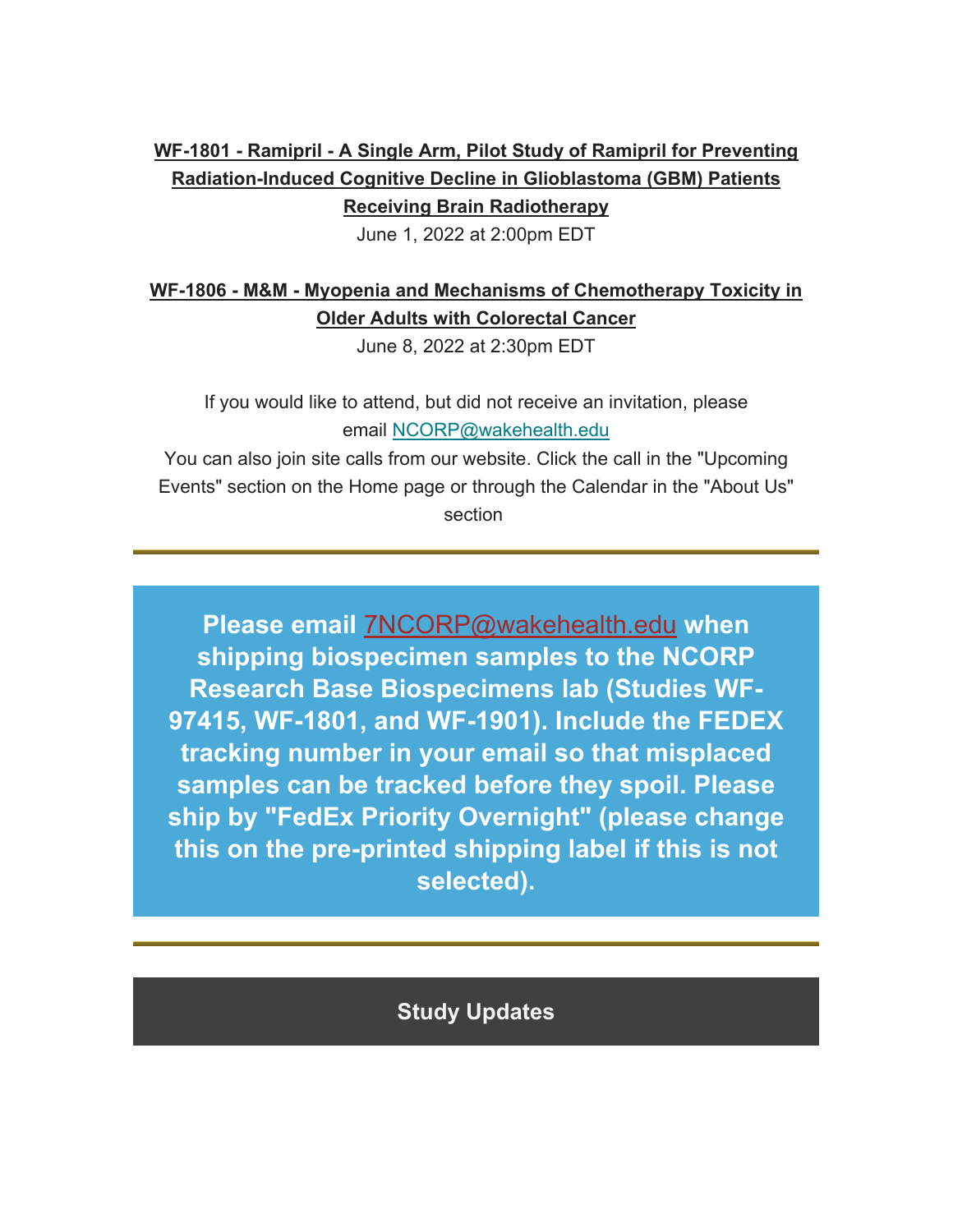**WF-1801 - Ramipril - A Single Arm, Pilot Study of Ramipril for Preventing Radiation-Induced Cognitive Decline in Glioblastoma (GBM) Patients Receiving Brain Radiotherapy**

June 1, 2022 at 2:00pm EDT

**WF-1806 - M&M - Myopenia and Mechanisms of Chemotherapy Toxicity in Older Adults with Colorectal Cancer**

June 8, 2022 at 2:30pm EDT

If you would like to attend, but did not receive an invitation, please email NCORP@wakehealth.edu

You can also join site calls from our website. Click the call in the "Upcoming Events" section on the Home page or through the Calendar in the "About Us" section

---

**Please email 7NCORP@wakehealth.edu when shipping biospecimen samples to the NCORP Research Base Biospecimens lab (Studies WF-97415, WF-1801, and WF-1901). Include the FEDEX tracking number in your email so that misplaced samples can be tracked before they spoil. Please ship by "FedEx Priority Overnight" (please change this on the pre-printed shipping label if this is not selected).**

---

## Study Updates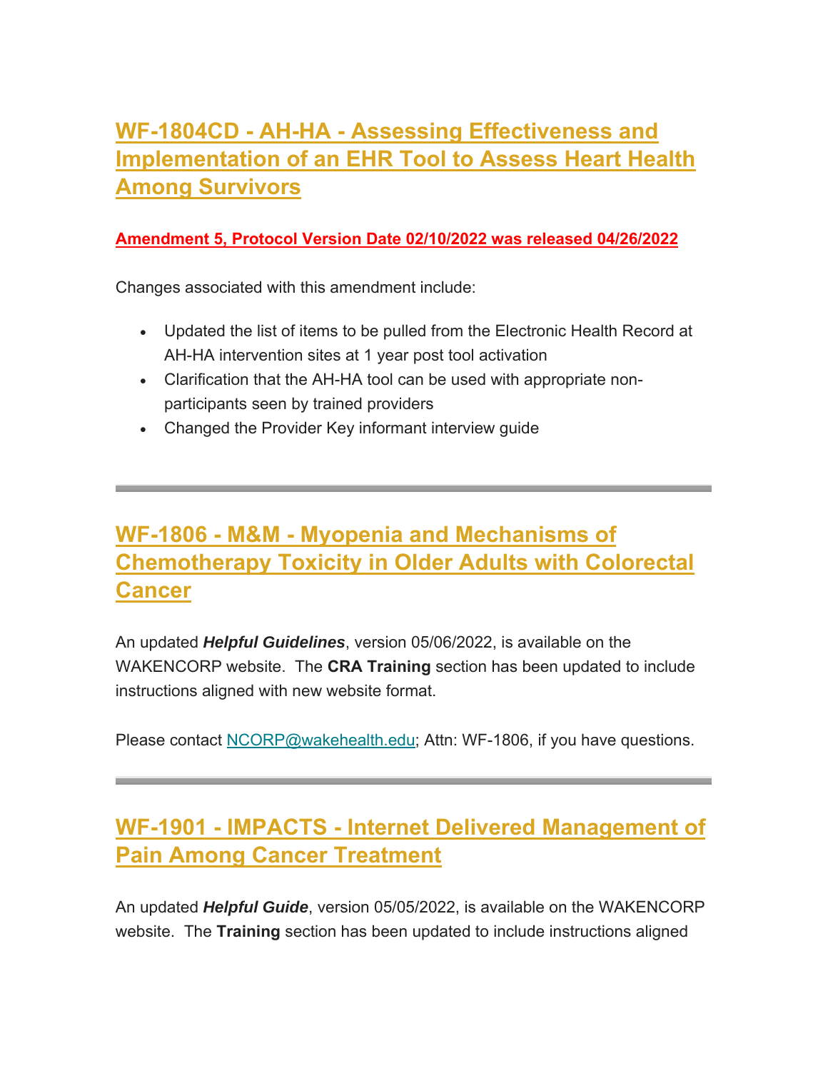## WF-1804CD - AH-HA - Assessing Effectiveness and Implementation of an EHR Tool to Assess Heart Health Among Survivors

**Amendment 5, Protocol Version Date 02/10/2022 was released 04/26/2022**

Changes associated with this amendment include:

- Updated the list of items to be pulled from the Electronic Health Record at AH-HA intervention sites at 1 year post tool activation
- Clarification that the AH-HA tool can be used with appropriate non-participants seen by trained providers
- Changed the Provider Key informant interview guide

---

## WF-1806 - M&M - Myopenia and Mechanisms of Chemotherapy Toxicity in Older Adults with Colorectal Cancer

An updated ***Helpful Guidelines***, version 05/06/2022, is available on the WAKENCORP website. The **CRA Training** section has been updated to include instructions aligned with new website format.

Please contact NCORP@wakehealth.edu; Attn: WF-1806, if you have questions.

---

## WF-1901 - IMPACTS - Internet Delivered Management of Pain Among Cancer Treatment

An updated ***Helpful Guide***, version 05/05/2022, is available on the WAKENCORP website. The **Training** section has been updated to include instructions aligned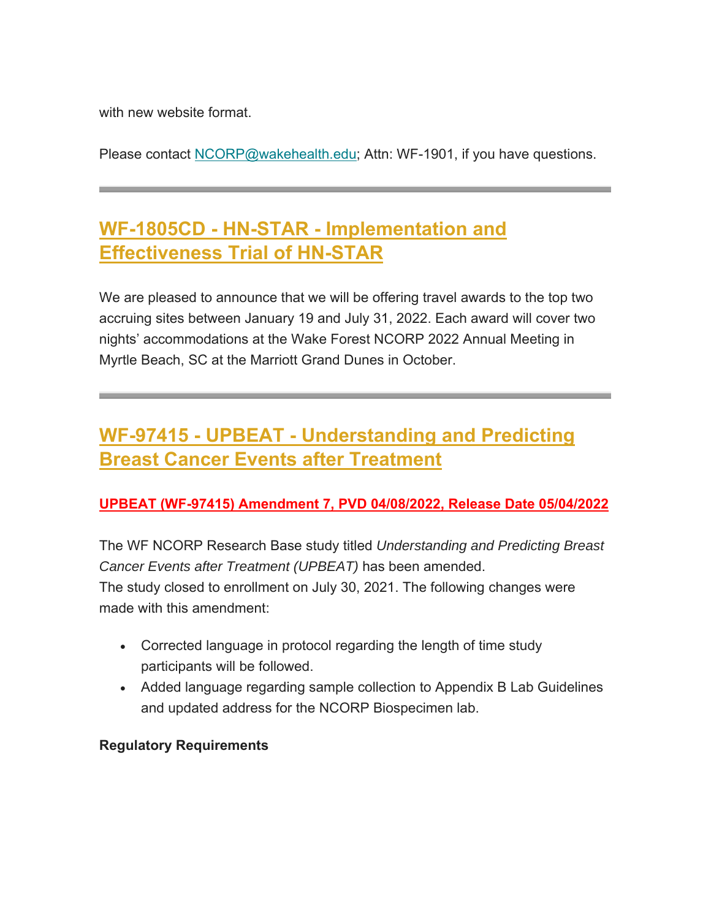with new website format.

Please contact NCORP@wakehealth.edu; Attn: WF-1901, if you have questions.

---

## WF-1805CD - HN-STAR - Implementation and Effectiveness Trial of HN-STAR

We are pleased to announce that we will be offering travel awards to the top two accruing sites between January 19 and July 31, 2022. Each award will cover two nights' accommodations at the Wake Forest NCORP 2022 Annual Meeting in Myrtle Beach, SC at the Marriott Grand Dunes in October.

---

## WF-97415 - UPBEAT - Understanding and Predicting Breast Cancer Events after Treatment

**UPBEAT (WF-97415) Amendment 7, PVD 04/08/2022, Release Date 05/04/2022**

The WF NCORP Research Base study titled *Understanding and Predicting Breast Cancer Events after Treatment (UPBEAT)* has been amended.
The study closed to enrollment on July 30, 2021. The following changes were made with this amendment:

- Corrected language in protocol regarding the length of time study participants will be followed.
- Added language regarding sample collection to Appendix B Lab Guidelines and updated address for the NCORP Biospecimen lab.

**Regulatory Requirements**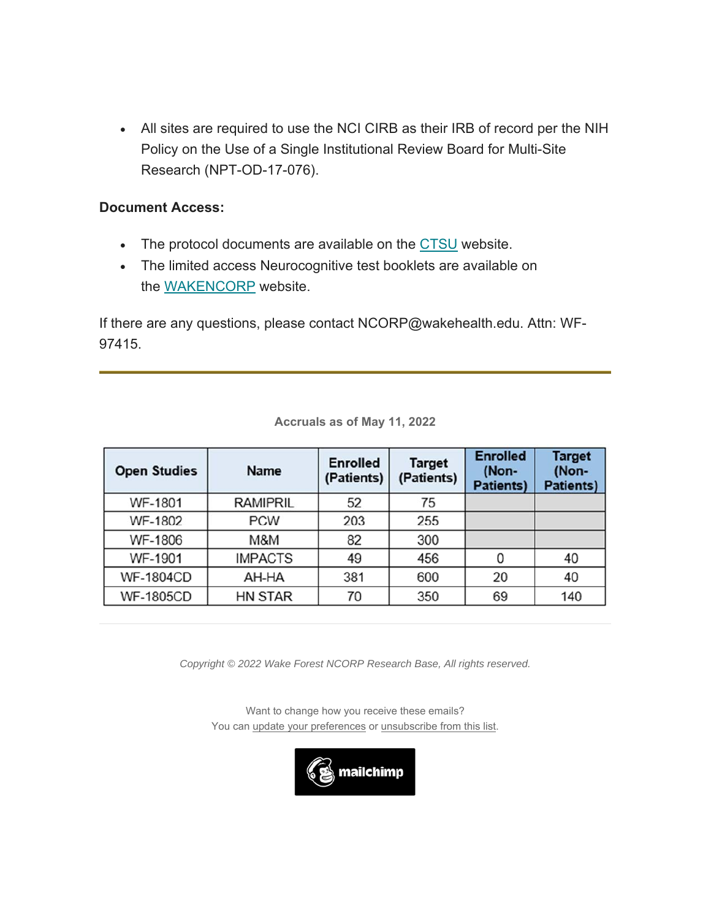- All sites are required to use the NCI CIRB as their IRB of record per the NIH Policy on the Use of a Single Institutional Review Board for Multi-Site Research (NPT-OD-17-076).

**Document Access:**

- The protocol documents are available on the CTSU website.
- The limited access Neurocognitive test booklets are available on the WAKENCORP website.

If there are any questions, please contact NCORP@wakehealth.edu. Attn: WF-97415.

---

**Accruals as of May 11, 2022**

| Open Studies | Name | Enrolled (Patients) | Target (Patients) | Enrolled (Non-Patients) | Target (Non-Patients) |
|---|---|---|---|---|---|
| WF-1801 | RAMIPRIL | 52 | 75 | | |
| WF-1802 | PCW | 203 | 255 | | |
| WF-1806 | M&M | 82 | 300 | | |
| WF-1901 | IMPACTS | 49 | 456 | 0 | 40 |
| WF-1804CD | AH-HA | 381 | 600 | 20 | 40 |
| WF-1805CD | HN STAR | 70 | 350 | 69 | 140 |

*Copyright © 2022 Wake Forest NCORP Research Base, All rights reserved.*

Want to change how you receive these emails?
You can update your preferences or unsubscribe from this list.

mailchimp